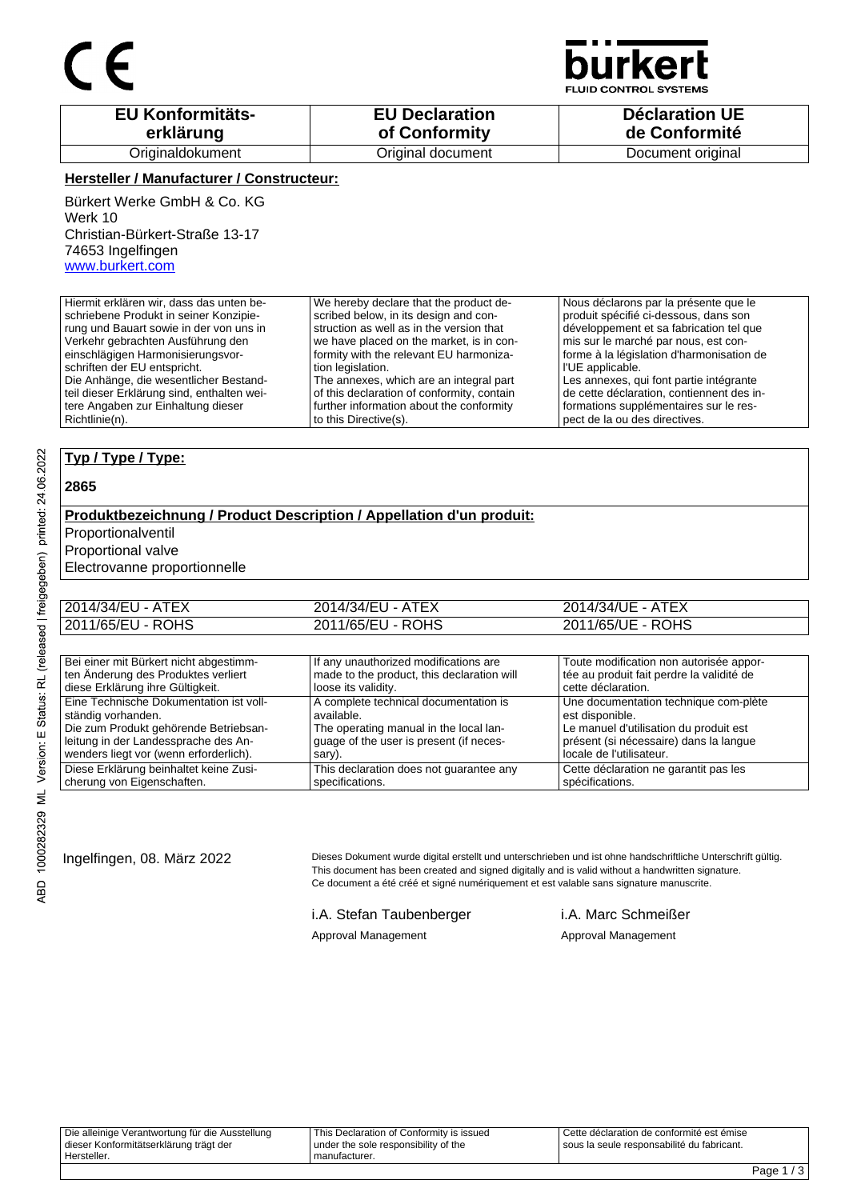CE

**bürkert**
FLUID CONTROL SYSTEMS

| EU Konformitäts-erklärung | EU Declaration of Conformity | Déclaration UE de Conformité |
|---|---|---|
| Originaldokument | Original document | Document original |

**Hersteller / Manufacturer / Constructeur:**

Bürkert Werke GmbH & Co. KG
Werk 10
Christian-Bürkert-Straße 13-17
74653 Ingelfingen
www.burkert.com

| Hiermit erklären wir, dass das unten beschriebene Produkt in seiner Konzipierung und Bauart sowie in der von uns in Verkehr gebrachten Ausführung den einschlägigen Harmonisierungsvorschriften der EU entspricht. Die Anhänge, die wesentlicher Bestandteil dieser Erklärung sind, enthalten weitere Angaben zur Einhaltung dieser Richtlinie(n). | We hereby declare that the product described below, in its design and construction as well as in the version that we have placed on the market, is in conformity with the relevant EU harmonization legislation. The annexes, which are an integral part of this declaration of conformity, contain further information about the conformity to this Directive(s). | Nous déclarons par la présente que le produit spécifié ci-dessous, dans son développement et sa fabrication tel que mis sur le marché par nous, est conforme à la législation d'harmonisation de l'UE applicable. Les annexes, qui font partie intégrante de cette déclaration, contiennent des informations supplémentaires sur le respect de la ou des directives. |
|---|---|---|

**Typ / Type / Type:**

**2865**

**Produktbezeichnung / Product Description / Appellation d'un produit:**

Proportionalventil
Proportional valve
Electrovanne proportionnelle

| 2014/34/EU - ATEX | 2014/34/EU - ATEX | 2014/34/UE - ATEX |
|---|---|---|
| 2011/65/EU - ROHS | 2011/65/EU - ROHS | 2011/65/UE - ROHS |

| Bei einer mit Bürkert nicht abgestimmten Änderung des Produktes verliert diese Erklärung ihre Gültigkeit. | If any unauthorized modifications are made to the product, this declaration will loose its validity. | Toute modification non autorisée apportée au produit fait perdre la validité de cette déclaration. |
|---|---|---|
| Eine Technische Dokumentation ist vollständig vorhanden. Die zum Produkt gehörende Betriebsanleitung in der Landessprache des Anwenders liegt vor (wenn erforderlich). | A complete technical documentation is available. The operating manual in the local language of the user is present (if necessary). | Une documentation technique com-plète est disponible. Le manuel d'utilisation du produit est présent (si nécessaire) dans la langue locale de l'utilisateur. |
| Diese Erklärung beinhaltet keine Zusicherung von Eigenschaften. | This declaration does not guarantee any specifications. | Cette déclaration ne garantit pas les spécifications. |

Ingelfingen, 08. März 2022

Dieses Dokument wurde digital erstellt und unterschrieben und ist ohne handschriftliche Unterschrift gültig.
This document has been created and signed digitally and is valid without a handwritten signature.
Ce document a été créé et signé numériquement et est valable sans signature manuscrite.

i.A. Stefan Taubenberger
Approval Management

i.A. Marc Schmeißer
Approval Management

| Die alleinige Verantwortung für die Ausstellung dieser Konformitätserklärung trägt der Hersteller. | This Declaration of Conformity is issued under the sole responsibility of the manufacturer. | Cette déclaration de conformité est émise sous la seule responsabilité du fabricant. |
|---|---|---|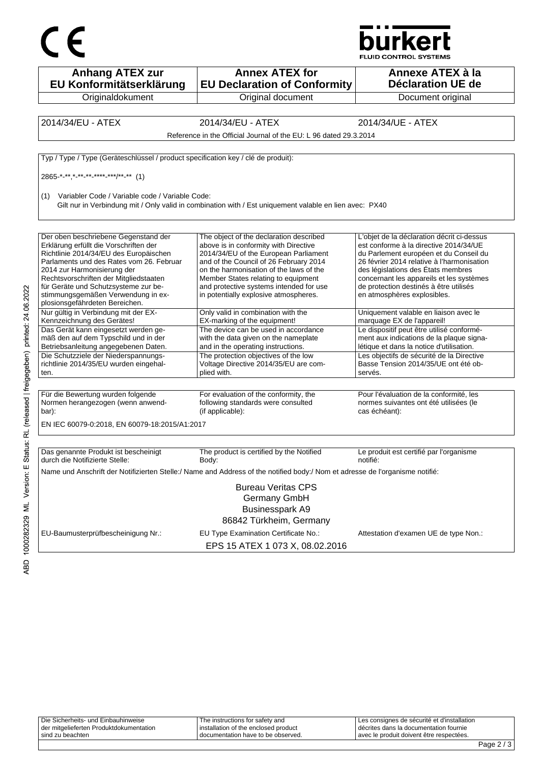CE

bürkert
FLUID CONTROL SYSTEMS

| Anhang ATEX zur EU Konformitätserklärung | Annex ATEX for EU Declaration of Conformity | Annexe ATEX à la Déclaration UE de |
|---|---|---|
| Originaldokument | Original document | Document original |

| 2014/34/EU - ATEX | 2014/34/EU - ATEX | 2014/34/UE - ATEX |
|---|---|---|
| | Reference in the Official Journal of the EU: L 96 dated 29.3.2014 | |

Typ / Type / Type (Geräteschlüssel / product specification key / clé de produit):

2865-*-**,*-**-**-****-***/**-** (1)

(1) Variabler Code / Variable code / Variable Code:
Gilt nur in Verbindung mit / Only valid in combination with / Est uniquement valable en lien avec: PX40

| | | |
|---|---|---|
| Der oben beschriebene Gegenstand der Erklärung erfüllt die Vorschriften der Richtlinie 2014/34/EU des Europäischen Parlaments und des Rates vom 26. Februar 2014 zur Harmonisierung der Rechtsvorschriften der Mitgliedstaaten für Geräte und Schutzsysteme zur bestimmungsgemäßen Verwendung in explosionsgefährdeten Bereichen. | The object of the declaration described above is in conformity with Directive 2014/34/EU of the European Parliament and of the Council of 26 February 2014 on the harmonisation of the laws of the Member States relating to equipment and protective systems intended for use in potentially explosive atmospheres. | L'objet de la déclaration décrit ci-dessus est conforme à la directive 2014/34/UE du Parlement européen et du Conseil du 26 février 2014 relative à l'harmonisation des législations des États membres concernant les appareils et les systèmes de protection destinés à être utilisés en atmosphères explosibles. |
| Nur gültig in Verbindung mit der EX-Kennzeichnung des Gerätes! | Only valid in combination with the EX-marking of the equipment! | Uniquement valable en liaison avec le marquage EX de l'appareil! |
| Das Gerät kann eingesetzt werden gemäß den auf dem Typschild und in der Betriebsanleitung angegebenen Daten. | The device can be used in accordance with the data given on the nameplate and in the operating instructions. | Le dispositif peut être utilisé conformément aux indications de la plaque signalétique et dans la notice d'utilisation. |
| Die Schutzziele der Niederspannungsrichtlinie 2014/35/EU wurden eingehalten. | The protection objectives of the low Voltage Directive 2014/35/EU are complied with. | Les objectifs de sécurité de la Directive Basse Tension 2014/35/UE ont été observés. |

| | | |
|---|---|---|
| Für die Bewertung wurden folgende Normen herangezogen (wenn anwendbar): | For evaluation of the conformity, the following standards were consulted (if applicable): | Pour l'évaluation de la conformité, les normes suivantes ont été utilisées (le cas échéant): |

EN IEC 60079-0:2018, EN 60079-18:2015/A1:2017

| | | |
|---|---|---|
| Das genannte Produkt ist bescheinigt durch die Notifizierte Stelle: | The product is certified by the Notified Body: | Le produit est certifié par l'organisme notifié: |

Name und Anschrift der Notifizierten Stelle:/ Name and Address of the notified body:/ Nom et adresse de l'organisme notifié:

Bureau Veritas CPS
Germany GmbH
Businesspark A9
86842 Türkheim, Germany

| EU-Baumusterprüfbescheinigung Nr.: | EU Type Examination Certificate No.: | Attestation d'examen UE de type Non.: |
|---|---|---|
| | EPS 15 ATEX 1 073 X, 08.02.2016 | |

| | | |
|---|---|---|
| Die Sicherheits- und Einbauhinweise der mitgelieferten Produktdokumentation sind zu beachten | The instructions for safety and installation of the enclosed product documentation have to be observed. | Les consignes de sécurité et d'installation décrites dans la documentation fournie avec le produit doivent être respectées. |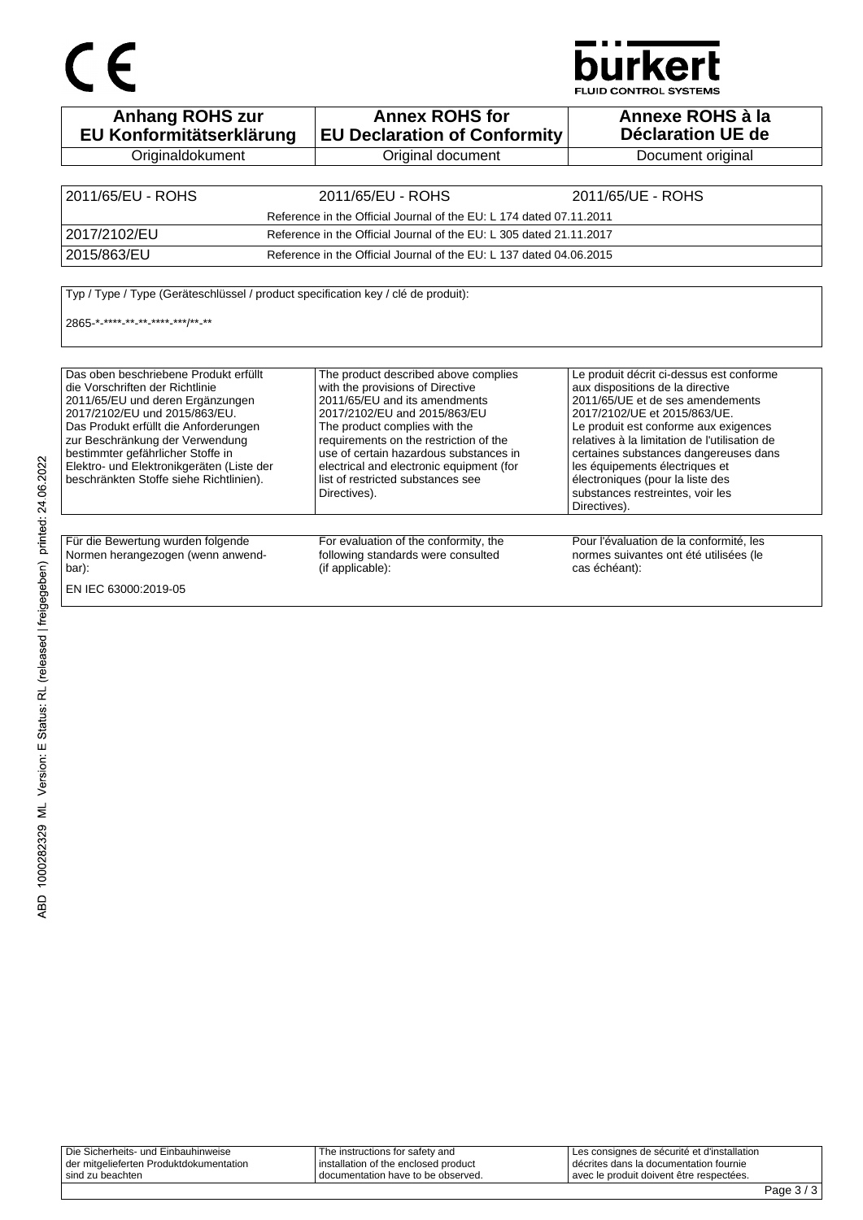CE

bürkert
FLUID CONTROL SYSTEMS

| Anhang ROHS zur EU Konformitätserklärung | Annex ROHS for EU Declaration of Conformity | Annexe ROHS à la Déclaration UE de |
|---|---|---|
| Originaldokument | Original document | Document original |

| | | |
|---|---|---|
| 2011/65/EU - ROHS | 2011/65/EU - ROHS | 2011/65/UE - ROHS |
| | Reference in the Official Journal of the EU: L 174 dated 07.11.2011 | |
| 2017/2102/EU | Reference in the Official Journal of the EU: L 305 dated 21.11.2017 | |
| 2015/863/EU | Reference in the Official Journal of the EU: L 137 dated 04.06.2015 | |

Typ / Type / Type (Geräteschlüssel / product specification key / clé de produit):

2865-*-****-**-**-****-***/**-**

| | | |
|---|---|---|
| Das oben beschriebene Produkt erfüllt die Vorschriften der Richtlinie 2011/65/EU und deren Ergänzungen 2017/2102/EU und 2015/863/EU. Das Produkt erfüllt die Anforderungen zur Beschränkung der Verwendung bestimmter gefährlicher Stoffe in Elektro- und Elektronikgeräten (Liste der beschränkten Stoffe siehe Richtlinien). | The product described above complies with the provisions of Directive 2011/65/EU and its amendments 2017/2102/EU and 2015/863/EU The product complies with the requirements on the restriction of the use of certain hazardous substances in electrical and electronic equipment (for list of restricted substances see Directives). | Le produit décrit ci-dessus est conforme aux dispositions de la directive 2011/65/UE et de ses amendements 2017/2102/UE et 2015/863/UE. Le produit est conforme aux exigences relatives à la limitation de l'utilisation de certaines substances dangereuses dans les équipements électriques et électroniques (pour la liste des substances restreintes, voir les Directives). |

| | | |
|---|---|---|
| Für die Bewertung wurden folgende Normen herangezogen (wenn anwendbar): | For evaluation of the conformity, the following standards were consulted (if applicable): | Pour l'évaluation de la conformité, les normes suivantes ont été utilisées (le cas échéant): |
| EN IEC 63000:2019-05 | | |

ABD 1000282329 ML Version: E Status: RL (released | freigegeben) printed: 24.06.2022

| | | |
|---|---|---|
| Die Sicherheits- und Einbauhinweise der mitgelieferten Produktdokumentation sind zu beachten | The instructions for safety and installation of the enclosed product documentation have to be observed. | Les consignes de sécurité et d'installation décrites dans la documentation fournie avec le produit doivent être respectées. |